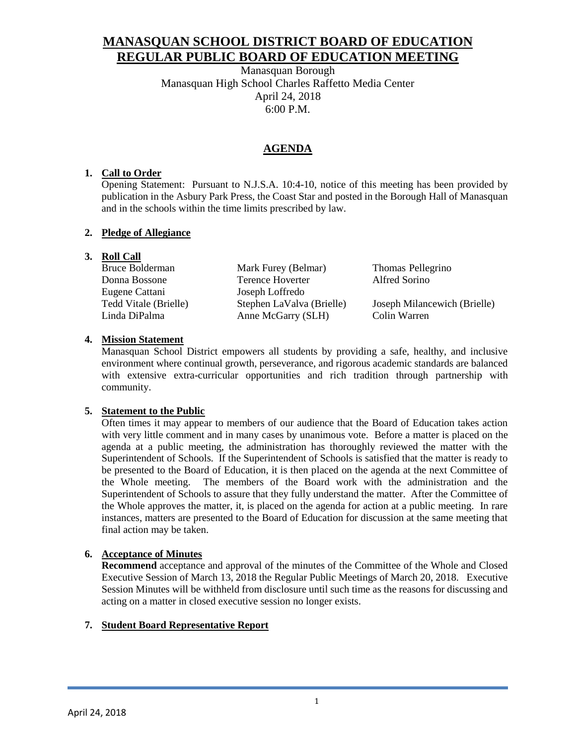# MANASQUAN SCHOOL DISTRICT BOARD OF EDUCATION
# REGULAR PUBLIC BOARD OF EDUCATION MEETING

Manasquan Borough
Manasquan High School Charles Raffetto Media Center
April 24, 2018
6:00 P.M.

## AGENDA

1. **Call to Order**
   Opening Statement: Pursuant to N.J.S.A. 10:4-10, notice of this meeting has been provided by publication in the Asbury Park Press, the Coast Star and posted in the Borough Hall of Manasquan and in the schools within the time limits prescribed by law.

2. **Pledge of Allegiance**

3. **Roll Call**

| | | |
|---|---|---|
| Bruce Bolderman | Mark Furey (Belmar) | Thomas Pellegrino |
| Donna Bossone | Terence Hoverter | Alfred Sorino |
| Eugene Cattani | Joseph Loffredo | |
| Tedd Vitale (Brielle) | Stephen LaValva (Brielle) | Joseph Milancewich (Brielle) |
| Linda DiPalma | Anne McGarry (SLH) | Colin Warren |

4. **Mission Statement**
   Manasquan School District empowers all students by providing a safe, healthy, and inclusive environment where continual growth, perseverance, and rigorous academic standards are balanced with extensive extra-curricular opportunities and rich tradition through partnership with community.

5. **Statement to the Public**
   Often times it may appear to members of our audience that the Board of Education takes action with very little comment and in many cases by unanimous vote. Before a matter is placed on the agenda at a public meeting, the administration has thoroughly reviewed the matter with the Superintendent of Schools. If the Superintendent of Schools is satisfied that the matter is ready to be presented to the Board of Education, it is then placed on the agenda at the next Committee of the Whole meeting. The members of the Board work with the administration and the Superintendent of Schools to assure that they fully understand the matter. After the Committee of the Whole approves the matter, it, is placed on the agenda for action at a public meeting. In rare instances, matters are presented to the Board of Education for discussion at the same meeting that final action may be taken.

6. **Acceptance of Minutes**
   **Recommend** acceptance and approval of the minutes of the Committee of the Whole and Closed Executive Session of March 13, 2018 the Regular Public Meetings of March 20, 2018. Executive Session Minutes will be withheld from disclosure until such time as the reasons for discussing and acting on a matter in closed executive session no longer exists.

7. **Student Board Representative Report**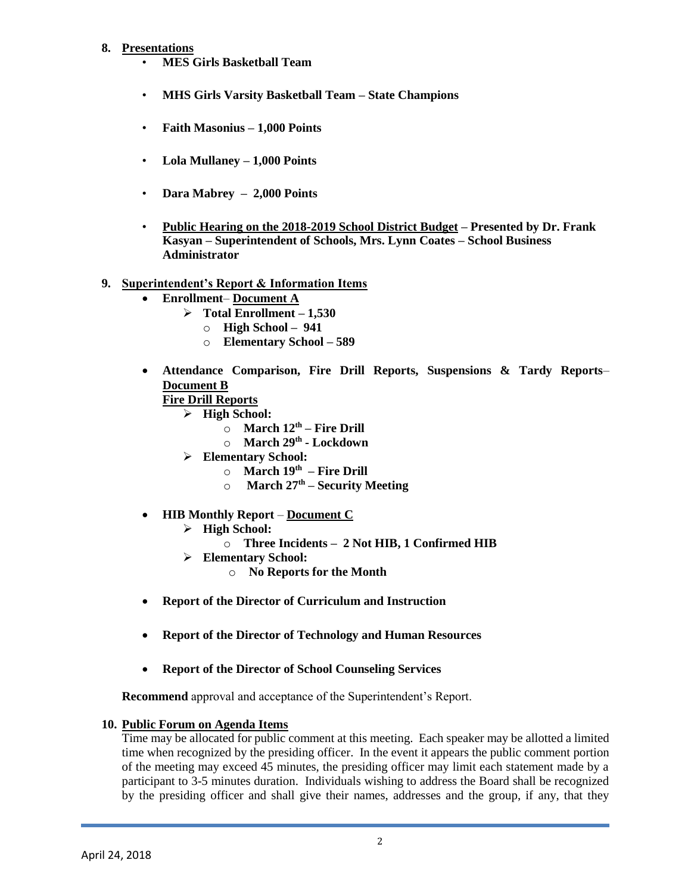8. **Presentations**
    - **MES Girls Basketball Team**
    - **MHS Girls Varsity Basketball Team – State Champions**
    - **Faith Masonius – 1,000 Points**
    - **Lola Mullaney – 1,000 Points**
    - **Dara Mabrey – 2,000 Points**
    - **Public Hearing on the 2018-2019 School District Budget – Presented by Dr. Frank Kasyan – Superintendent of Schools, Mrs. Lynn Coates – School Business Administrator**

9. **Superintendent's Report & Information Items**
    - **Enrollment– Document A**
        - **Total Enrollment – 1,530**
            - **High School – 941**
            - **Elementary School – 589**
    - **Attendance Comparison, Fire Drill Reports, Suspensions & Tardy Reports– Document B**

      **Fire Drill Reports**
        - **High School:**
            - **March 12th – Fire Drill**
            - **March 29th - Lockdown**
        - **Elementary School:**
            - **March 19th – Fire Drill**
            - **March 27th – Security Meeting**
    - **HIB Monthly Report – Document C**
        - **High School:**
            - **Three Incidents – 2 Not HIB, 1 Confirmed HIB**
        - **Elementary School:**
            - **No Reports for the Month**
    - **Report of the Director of Curriculum and Instruction**
    - **Report of the Director of Technology and Human Resources**
    - **Report of the Director of School Counseling Services**

   **Recommend** approval and acceptance of the Superintendent's Report.

10. **Public Forum on Agenda Items**

    Time may be allocated for public comment at this meeting. Each speaker may be allotted a limited time when recognized by the presiding officer. In the event it appears the public comment portion of the meeting may exceed 45 minutes, the presiding officer may limit each statement made by a participant to 3-5 minutes duration. Individuals wishing to address the Board shall be recognized by the presiding officer and shall give their names, addresses and the group, if any, that they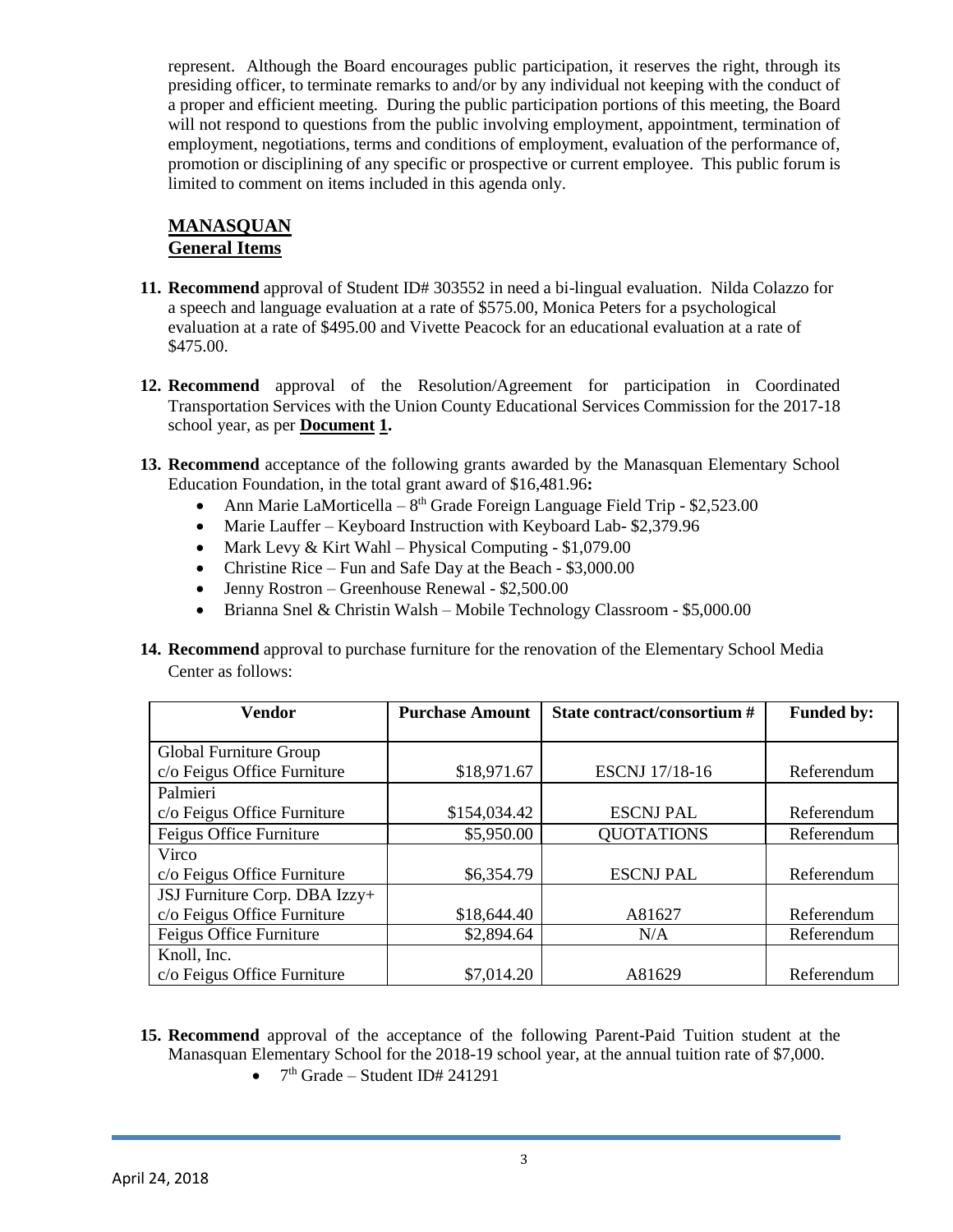represent. Although the Board encourages public participation, it reserves the right, through its presiding officer, to terminate remarks to and/or by any individual not keeping with the conduct of a proper and efficient meeting. During the public participation portions of this meeting, the Board will not respond to questions from the public involving employment, appointment, termination of employment, negotiations, terms and conditions of employment, evaluation of the performance of, promotion or disciplining of any specific or prospective or current employee. This public forum is limited to comment on items included in this agenda only.

## MANASQUAN
## General Items

11. **Recommend** approval of Student ID# 303552 in need a bi-lingual evaluation. Nilda Colazzo for a speech and language evaluation at a rate of $575.00, Monica Peters for a psychological evaluation at a rate of $495.00 and Vivette Peacock for an educational evaluation at a rate of $475.00.

12. **Recommend** approval of the Resolution/Agreement for participation in Coordinated Transportation Services with the Union County Educational Services Commission for the 2017-18 school year, as per **Document 1.**

13. **Recommend** acceptance of the following grants awarded by the Manasquan Elementary School Education Foundation, in the total grant award of $16,481.96**:**
    - Ann Marie LaMorticella – 8th Grade Foreign Language Field Trip - $2,523.00
    - Marie Lauffer – Keyboard Instruction with Keyboard Lab- $2,379.96
    - Mark Levy & Kirt Wahl – Physical Computing - $1,079.00
    - Christine Rice – Fun and Safe Day at the Beach - $3,000.00
    - Jenny Rostron – Greenhouse Renewal - $2,500.00
    - Brianna Snel & Christin Walsh – Mobile Technology Classroom - $5,000.00

14. **Recommend** approval to purchase furniture for the renovation of the Elementary School Media Center as follows:

| Vendor | Purchase Amount | State contract/consortium # | Funded by: |
|---|---|---|---|
| Global Furniture Group c/o Feigus Office Furniture | $18,971.67 | ESCNJ 17/18-16 | Referendum |
| Palmieri c/o Feigus Office Furniture | $154,034.42 | ESCNJ PAL | Referendum |
| Feigus Office Furniture | $5,950.00 | QUOTATIONS | Referendum |
| Virco c/o Feigus Office Furniture | $6,354.79 | ESCNJ PAL | Referendum |
| JSJ Furniture Corp. DBA Izzy+ c/o Feigus Office Furniture | $18,644.40 | A81627 | Referendum |
| Feigus Office Furniture | $2,894.64 | N/A | Referendum |
| Knoll, Inc. c/o Feigus Office Furniture | $7,014.20 | A81629 | Referendum |

15. **Recommend** approval of the acceptance of the following Parent-Paid Tuition student at the Manasquan Elementary School for the 2018-19 school year, at the annual tuition rate of $7,000.
    - 7th Grade – Student ID# 241291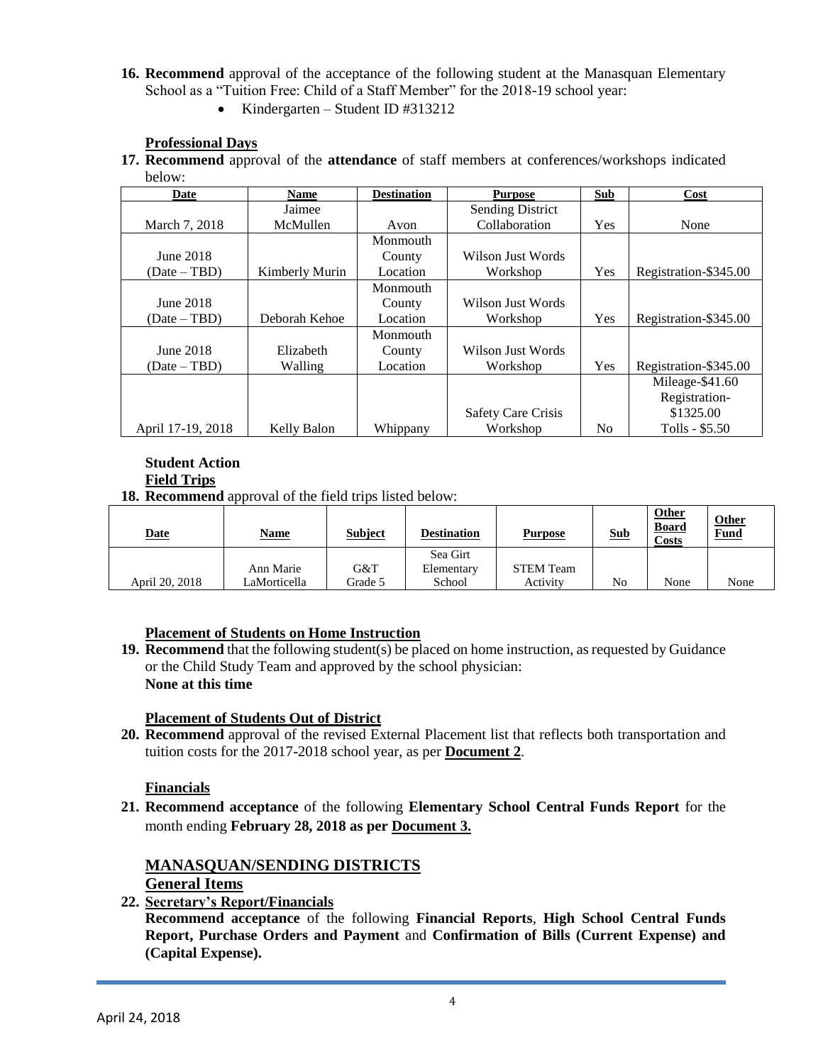16. **Recommend** approval of the acceptance of the following student at the Manasquan Elementary School as a "Tuition Free: Child of a Staff Member" for the 2018-19 school year:
    - Kindergarten – Student ID #313212

**Professional Days**

17. **Recommend** approval of the **attendance** of staff members at conferences/workshops indicated below:

| Date | Name | Destination | Purpose | Sub | Cost |
|---|---|---|---|---|---|
| March 7, 2018 | Jaimee McMullen | Avon | Sending District Collaboration | Yes | None |
| June 2018 (Date – TBD) | Kimberly Murin | Monmouth County Location | Wilson Just Words Workshop | Yes | Registration-$345.00 |
| June 2018 (Date – TBD) | Deborah Kehoe | Monmouth County Location | Wilson Just Words Workshop | Yes | Registration-$345.00 |
| June 2018 (Date – TBD) | Elizabeth Walling | Monmouth County Location | Wilson Just Words Workshop | Yes | Registration-$345.00 |
| April 17-19, 2018 | Kelly Balon | Whippany | Safety Care Crisis Workshop | No | Mileage-$41.60 Registration-$1325.00 Tolls - $5.50 |

**Student Action**

**Field Trips**

18. **Recommend** approval of the field trips listed below:

| Date | Name | Subject | Destination | Purpose | Sub | Other Board Costs | Other Fund |
|---|---|---|---|---|---|---|---|
| April 20, 2018 | Ann Marie LaMorticella | G&T Grade 5 | Sea Girt Elementary School | STEM Team Activity | No | None | None |

**Placement of Students on Home Instruction**

19. **Recommend** that the following student(s) be placed on home instruction, as requested by Guidance or the Child Study Team and approved by the school physician:
    **None at this time**

**Placement of Students Out of District**

20. **Recommend** approval of the revised External Placement list that reflects both transportation and tuition costs for the 2017-2018 school year, as per **Document 2**.

**Financials**

21. **Recommend acceptance** of the following **Elementary School Central Funds Report** for the month ending **February 28, 2018 as per Document 3.**

## MANASQUAN/SENDING DISTRICTS

### General Items

22. **Secretary's Report/Financials**
    **Recommend acceptance** of the following **Financial Reports**, **High School Central Funds Report, Purchase Orders and Payment** and **Confirmation of Bills (Current Expense) and (Capital Expense).**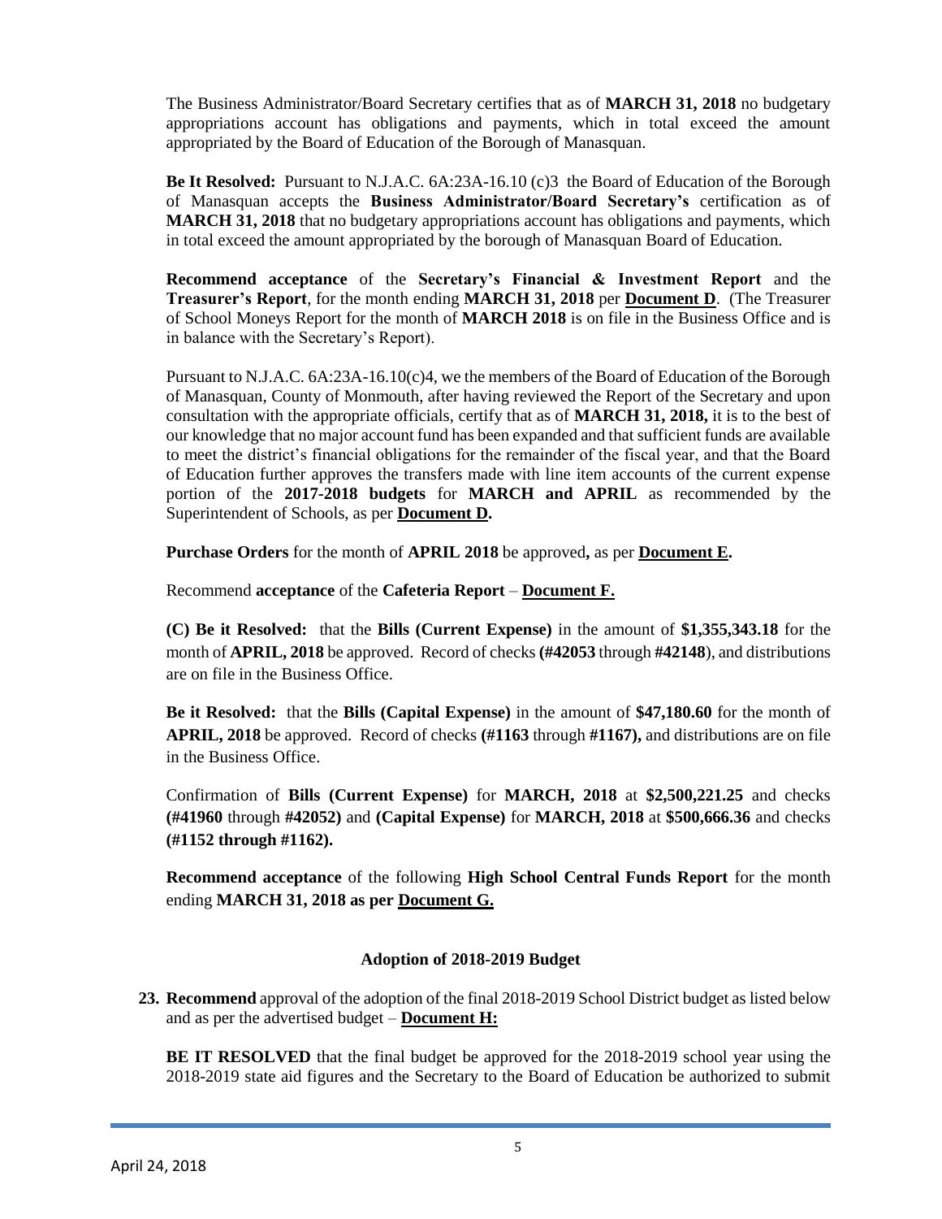The Business Administrator/Board Secretary certifies that as of **MARCH 31, 2018** no budgetary appropriations account has obligations and payments, which in total exceed the amount appropriated by the Board of Education of the Borough of Manasquan.

**Be It Resolved:** Pursuant to N.J.A.C. 6A:23A-16.10 (c)3 the Board of Education of the Borough of Manasquan accepts the **Business Administrator/Board Secretary's** certification as of **MARCH 31, 2018** that no budgetary appropriations account has obligations and payments, which in total exceed the amount appropriated by the borough of Manasquan Board of Education.

**Recommend acceptance** of the **Secretary's Financial & Investment Report** and the **Treasurer's Report**, for the month ending **MARCH 31, 2018** per **Document D**. (The Treasurer of School Moneys Report for the month of **MARCH 2018** is on file in the Business Office and is in balance with the Secretary's Report).

Pursuant to N.J.A.C. 6A:23A-16.10(c)4, we the members of the Board of Education of the Borough of Manasquan, County of Monmouth, after having reviewed the Report of the Secretary and upon consultation with the appropriate officials, certify that as of **MARCH 31, 2018,** it is to the best of our knowledge that no major account fund has been expanded and that sufficient funds are available to meet the district's financial obligations for the remainder of the fiscal year, and that the Board of Education further approves the transfers made with line item accounts of the current expense portion of the **2017-2018 budgets** for **MARCH and APRIL** as recommended by the Superintendent of Schools, as per **Document D.**

**Purchase Orders** for the month of **APRIL 2018** be approved**,** as per **Document E.**

Recommend **acceptance** of the **Cafeteria Report** – **Document F.**

**(C) Be it Resolved:** that the **Bills (Current Expense)** in the amount of **$1,355,343.18** for the month of **APRIL, 2018** be approved. Record of checks **(#42053** through **#42148**), and distributions are on file in the Business Office.

**Be it Resolved:** that the **Bills (Capital Expense)** in the amount of **$47,180.60** for the month of **APRIL, 2018** be approved. Record of checks **(#1163** through **#1167),** and distributions are on file in the Business Office.

Confirmation of **Bills (Current Expense)** for **MARCH, 2018** at **$2,500,221.25** and checks **(#41960** through **#42052)** and **(Capital Expense)** for **MARCH, 2018** at **$500,666.36** and checks **(#1152 through #1162).**

**Recommend acceptance** of the following **High School Central Funds Report** for the month ending **MARCH 31, 2018 as per Document G.**

### Adoption of 2018-2019 Budget

**23. Recommend** approval of the adoption of the final 2018-2019 School District budget as listed below and as per the advertised budget – **Document H:**

**BE IT RESOLVED** that the final budget be approved for the 2018-2019 school year using the 2018-2019 state aid figures and the Secretary to the Board of Education be authorized to submit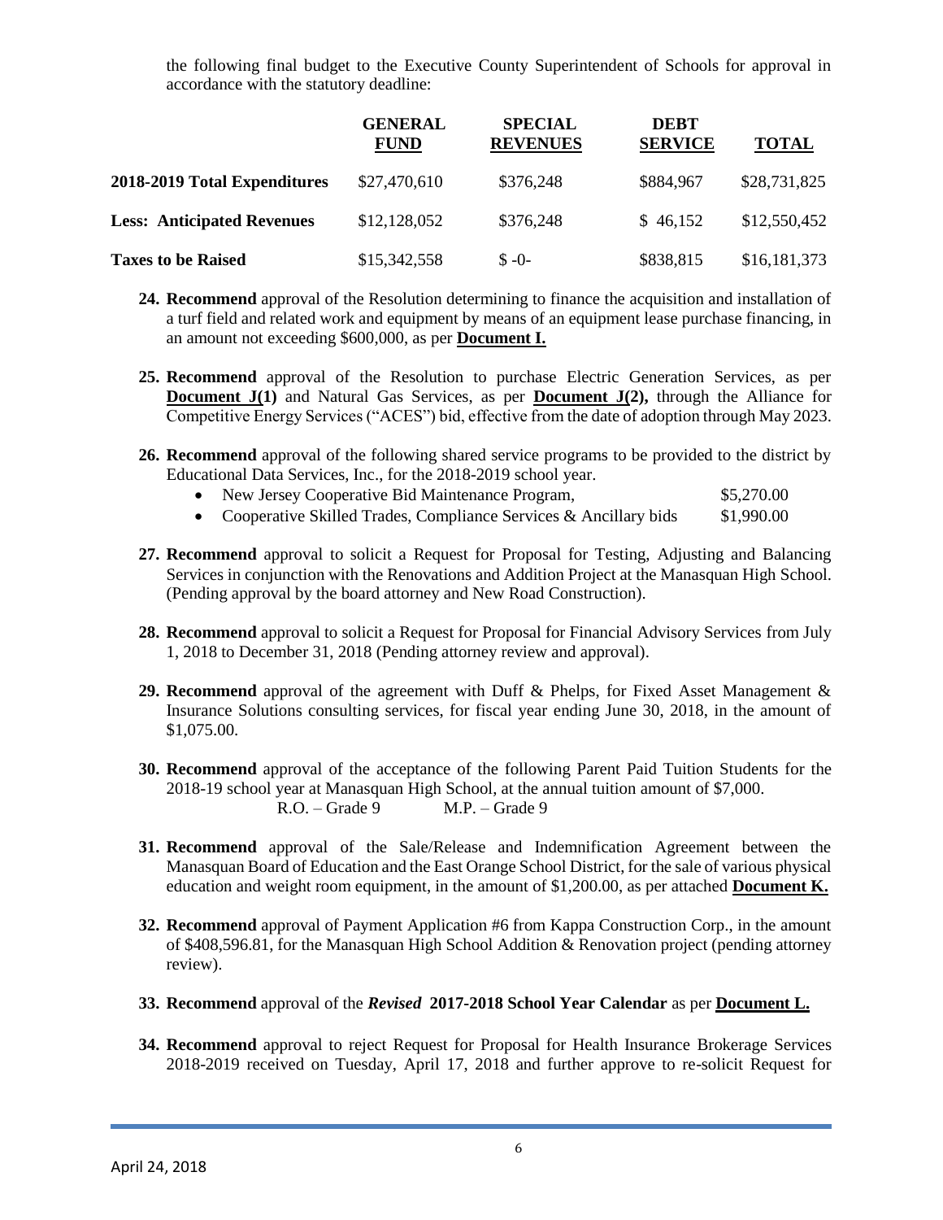the following final budget to the Executive County Superintendent of Schools for approval in accordance with the statutory deadline:

| | GENERAL FUND | SPECIAL REVENUES | DEBT SERVICE | TOTAL |
|---|---|---|---|---|
| **2018-2019 Total Expenditures** | $27,470,610 | $376,248 | $884,967 | $28,731,825 |
| **Less: Anticipated Revenues** | $12,128,052 | $376,248 | $ 46,152 | $12,550,452 |
| **Taxes to be Raised** | $15,342,558 | $ -0- | $838,815 | $16,181,373 |

**24. Recommend** approval of the Resolution determining to finance the acquisition and installation of a turf field and related work and equipment by means of an equipment lease purchase financing, in an amount not exceeding $600,000, as per **Document I.**

**25. Recommend** approval of the Resolution to purchase Electric Generation Services, as per **Document J(1)** and Natural Gas Services, as per **Document J(2),** through the Alliance for Competitive Energy Services ("ACES") bid, effective from the date of adoption through May 2023.

**26. Recommend** approval of the following shared service programs to be provided to the district by Educational Data Services, Inc., for the 2018-2019 school year.

- New Jersey Cooperative Bid Maintenance Program, $5,270.00
- Cooperative Skilled Trades, Compliance Services & Ancillary bids $1,990.00

**27. Recommend** approval to solicit a Request for Proposal for Testing, Adjusting and Balancing Services in conjunction with the Renovations and Addition Project at the Manasquan High School. (Pending approval by the board attorney and New Road Construction).

**28. Recommend** approval to solicit a Request for Proposal for Financial Advisory Services from July 1, 2018 to December 31, 2018 (Pending attorney review and approval).

**29. Recommend** approval of the agreement with Duff & Phelps, for Fixed Asset Management & Insurance Solutions consulting services, for fiscal year ending June 30, 2018, in the amount of $1,075.00.

**30. Recommend** approval of the acceptance of the following Parent Paid Tuition Students for the 2018-19 school year at Manasquan High School, at the annual tuition amount of $7,000.

R.O. – Grade 9 M.P. – Grade 9

**31. Recommend** approval of the Sale/Release and Indemnification Agreement between the Manasquan Board of Education and the East Orange School District, for the sale of various physical education and weight room equipment, in the amount of $1,200.00, as per attached **Document K.**

**32. Recommend** approval of Payment Application #6 from Kappa Construction Corp., in the amount of $408,596.81, for the Manasquan High School Addition & Renovation project (pending attorney review).

**33. Recommend** approval of the ***Revised*** **2017-2018 School Year Calendar** as per **Document L.**

**34. Recommend** approval to reject Request for Proposal for Health Insurance Brokerage Services 2018-2019 received on Tuesday, April 17, 2018 and further approve to re-solicit Request for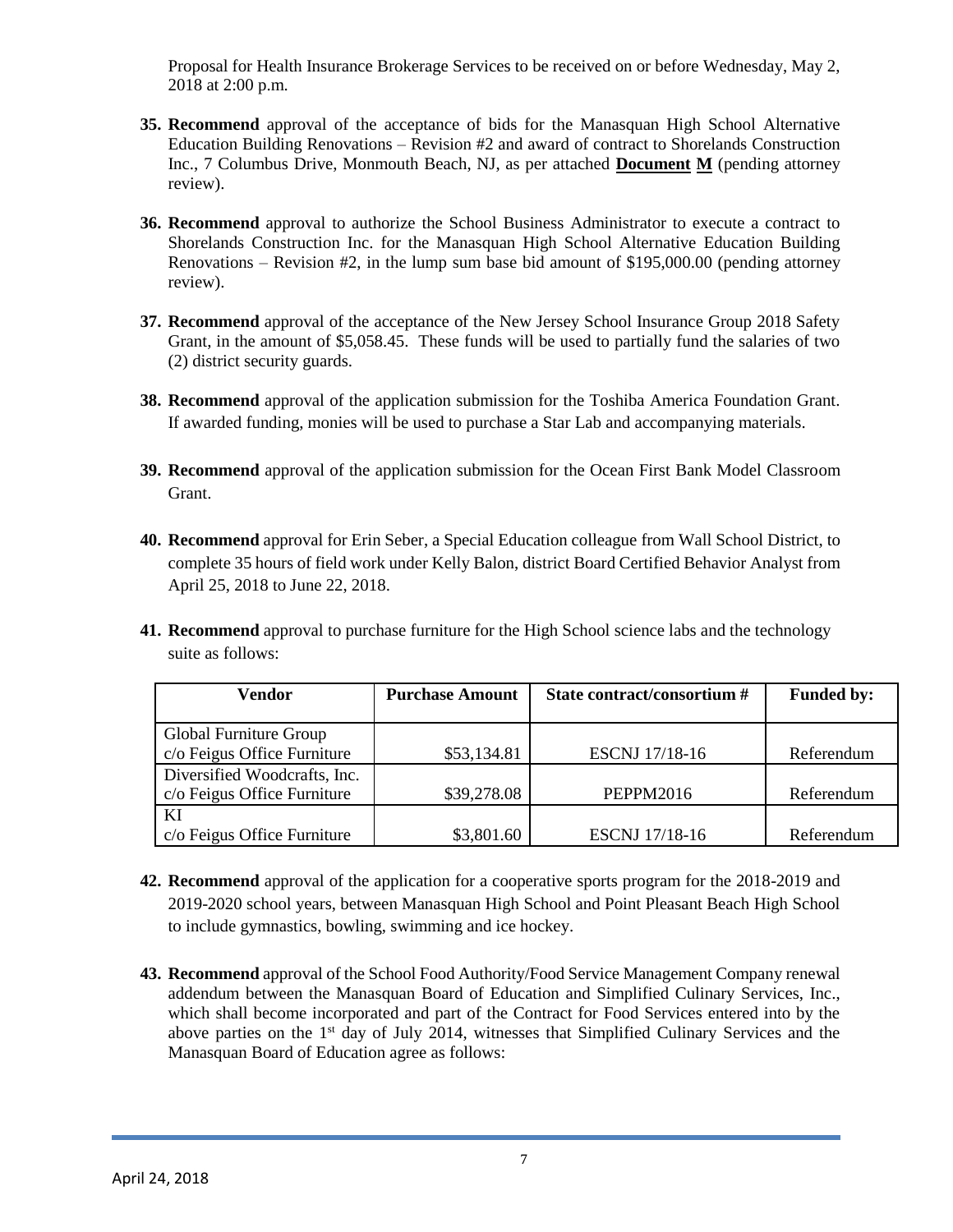Proposal for Health Insurance Brokerage Services to be received on or before Wednesday, May 2, 2018 at 2:00 p.m.

35. **Recommend** approval of the acceptance of bids for the Manasquan High School Alternative Education Building Renovations – Revision #2 and award of contract to Shorelands Construction Inc., 7 Columbus Drive, Monmouth Beach, NJ, as per attached **Document M** (pending attorney review).

36. **Recommend** approval to authorize the School Business Administrator to execute a contract to Shorelands Construction Inc. for the Manasquan High School Alternative Education Building Renovations – Revision #2, in the lump sum base bid amount of $195,000.00 (pending attorney review).

37. **Recommend** approval of the acceptance of the New Jersey School Insurance Group 2018 Safety Grant, in the amount of $5,058.45. These funds will be used to partially fund the salaries of two (2) district security guards.

38. **Recommend** approval of the application submission for the Toshiba America Foundation Grant. If awarded funding, monies will be used to purchase a Star Lab and accompanying materials.

39. **Recommend** approval of the application submission for the Ocean First Bank Model Classroom Grant.

40. **Recommend** approval for Erin Seber, a Special Education colleague from Wall School District, to complete 35 hours of field work under Kelly Balon, district Board Certified Behavior Analyst from April 25, 2018 to June 22, 2018.

41. **Recommend** approval to purchase furniture for the High School science labs and the technology suite as follows:

| Vendor | Purchase Amount | State contract/consortium # | Funded by: |
|---|---|---|---|
| Global Furniture Group c/o Feigus Office Furniture | $53,134.81 | ESCNJ 17/18-16 | Referendum |
| Diversified Woodcrafts, Inc. c/o Feigus Office Furniture | $39,278.08 | PEPPM2016 | Referendum |
| KI c/o Feigus Office Furniture | $3,801.60 | ESCNJ 17/18-16 | Referendum |

42. **Recommend** approval of the application for a cooperative sports program for the 2018-2019 and 2019-2020 school years, between Manasquan High School and Point Pleasant Beach High School to include gymnastics, bowling, swimming and ice hockey.

43. **Recommend** approval of the School Food Authority/Food Service Management Company renewal addendum between the Manasquan Board of Education and Simplified Culinary Services, Inc., which shall become incorporated and part of the Contract for Food Services entered into by the above parties on the 1st day of July 2014, witnesses that Simplified Culinary Services and the Manasquan Board of Education agree as follows:

April 24, 2018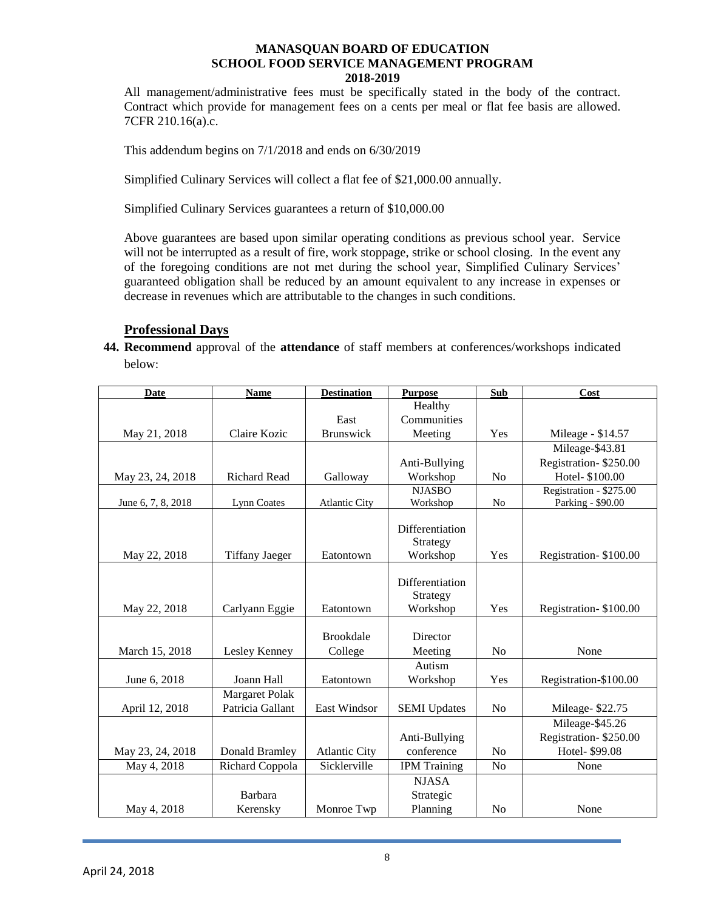**MANASQUAN BOARD OF EDUCATION**
**SCHOOL FOOD SERVICE MANAGEMENT PROGRAM**
**2018-2019**

All management/administrative fees must be specifically stated in the body of the contract. Contract which provide for management fees on a cents per meal or flat fee basis are allowed. 7CFR 210.16(a).c.

This addendum begins on 7/1/2018 and ends on 6/30/2019

Simplified Culinary Services will collect a flat fee of $21,000.00 annually.

Simplified Culinary Services guarantees a return of $10,000.00

Above guarantees are based upon similar operating conditions as previous school year. Service will not be interrupted as a result of fire, work stoppage, strike or school closing. In the event any of the foregoing conditions are not met during the school year, Simplified Culinary Services' guaranteed obligation shall be reduced by an amount equivalent to any increase in expenses or decrease in revenues which are attributable to the changes in such conditions.

## Professional Days

**44. Recommend** approval of the **attendance** of staff members at conferences/workshops indicated below:

| Date | Name | Destination | Purpose | Sub | Cost |
|---|---|---|---|---|---|
| May 21, 2018 | Claire Kozic | East Brunswick | Healthy Communities Meeting | Yes | Mileage - $14.57 |
| May 23, 24, 2018 | Richard Read | Galloway | Anti-Bullying Workshop | No | Mileage-$43.81<br>Registration- $250.00<br>Hotel- $100.00 |
| June 6, 7, 8, 2018 | Lynn Coates | Atlantic City | NJASBO Workshop | No | Registration - $275.00<br>Parking - $90.00 |
| May 22, 2018 | Tiffany Jaeger | Eatontown | Differentiation Strategy Workshop | Yes | Registration- $100.00 |
| May 22, 2018 | Carlyann Eggie | Eatontown | Differentiation Strategy Workshop | Yes | Registration- $100.00 |
| March 15, 2018 | Lesley Kenney | Brookdale College | Director Meeting | No | None |
| June 6, 2018 | Joann Hall | Eatontown | Autism Workshop | Yes | Registration-$100.00 |
| April 12, 2018 | Margaret Polak<br>Patricia Gallant | East Windsor | SEMI Updates | No | Mileage- $22.75 |
| May 23, 24, 2018 | Donald Bramley | Atlantic City | Anti-Bullying conference | No | Mileage-$45.26<br>Registration- $250.00<br>Hotel- $99.08 |
| May 4, 2018 | Richard Coppola | Sicklerville | IPM Training | No | None |
| May 4, 2018 | Barbara Kerensky | Monroe Twp | NJASA Strategic Planning | No | None |

April 24, 2018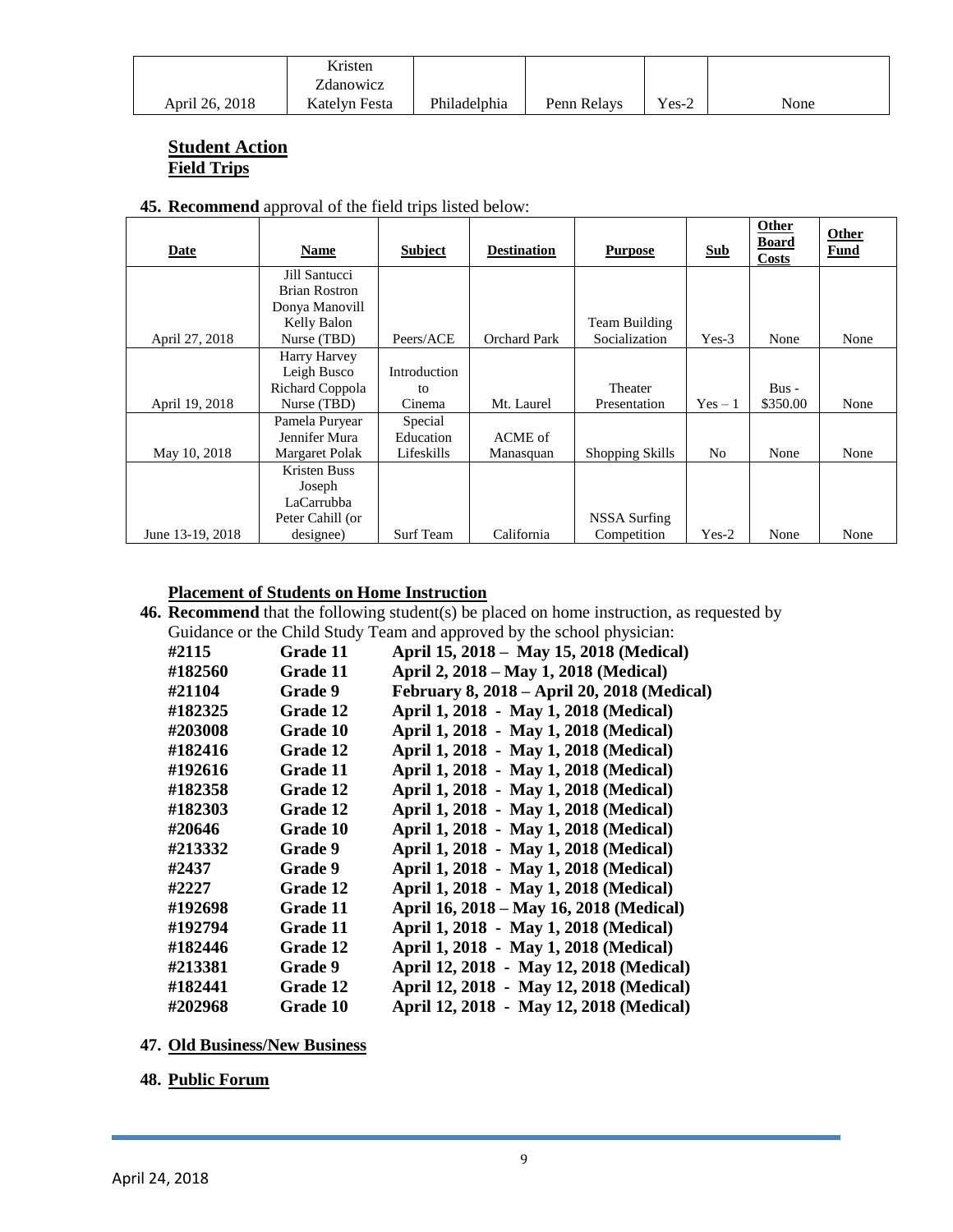| | Kristen Zdanowicz Katelyn Festa | Philadelphia | Penn Relays | Yes-2 | None |
|---|---|---|---|---|---|
| April 26, 2018 | Kristen Zdanowicz Katelyn Festa | Philadelphia | Penn Relays | Yes-2 | None |

**Student Action**
**Field Trips**

**45. Recommend** approval of the field trips listed below:

| Date | Name | Subject | Destination | Purpose | Sub | Other Board Costs | Other Fund |
|---|---|---|---|---|---|---|---|
| April 27, 2018 | Jill Santucci Brian Rostron Donya Manovill Kelly Balon Nurse (TBD) | Peers/ACE | Orchard Park | Team Building Socialization | Yes-3 | None | None |
| April 19, 2018 | Harry Harvey Leigh Busco Richard Coppola Nurse (TBD) | Introduction to Cinema | Mt. Laurel | Theater Presentation | Yes – 1 | Bus - $350.00 | None |
| May 10, 2018 | Pamela Puryear Jennifer Mura Margaret Polak | Special Education Lifeskills | ACME of Manasquan | Shopping Skills | No | None | None |
| June 13-19, 2018 | Kristen Buss Joseph LaCarrubba Peter Cahill (or designee) | Surf Team | California | NSSA Surfing Competition | Yes-2 | None | None |

**Placement of Students on Home Instruction**

**46. Recommend** that the following student(s) be placed on home instruction, as requested by Guidance or the Child Study Team and approved by the school physician:

| | | |
|---|---|---|
| **#2115** | **Grade 11** | **April 15, 2018 – May 15, 2018 (Medical)** |
| **#182560** | **Grade 11** | **April 2, 2018 – May 1, 2018 (Medical)** |
| **#21104** | **Grade 9** | **February 8, 2018 – April 20, 2018 (Medical)** |
| **#182325** | **Grade 12** | **April 1, 2018 - May 1, 2018 (Medical)** |
| **#203008** | **Grade 10** | **April 1, 2018 - May 1, 2018 (Medical)** |
| **#182416** | **Grade 12** | **April 1, 2018 - May 1, 2018 (Medical)** |
| **#192616** | **Grade 11** | **April 1, 2018 - May 1, 2018 (Medical)** |
| **#182358** | **Grade 12** | **April 1, 2018 - May 1, 2018 (Medical)** |
| **#182303** | **Grade 12** | **April 1, 2018 - May 1, 2018 (Medical)** |
| **#20646** | **Grade 10** | **April 1, 2018 - May 1, 2018 (Medical)** |
| **#213332** | **Grade 9** | **April 1, 2018 - May 1, 2018 (Medical)** |
| **#2437** | **Grade 9** | **April 1, 2018 - May 1, 2018 (Medical)** |
| **#2227** | **Grade 12** | **April 1, 2018 - May 1, 2018 (Medical)** |
| **#192698** | **Grade 11** | **April 16, 2018 – May 16, 2018 (Medical)** |
| **#192794** | **Grade 11** | **April 1, 2018 - May 1, 2018 (Medical)** |
| **#182446** | **Grade 12** | **April 1, 2018 - May 1, 2018 (Medical)** |
| **#213381** | **Grade 9** | **April 12, 2018 - May 12, 2018 (Medical)** |
| **#182441** | **Grade 12** | **April 12, 2018 - May 12, 2018 (Medical)** |
| **#202968** | **Grade 10** | **April 12, 2018 - May 12, 2018 (Medical)** |

**47. Old Business/New Business**

**48. Public Forum**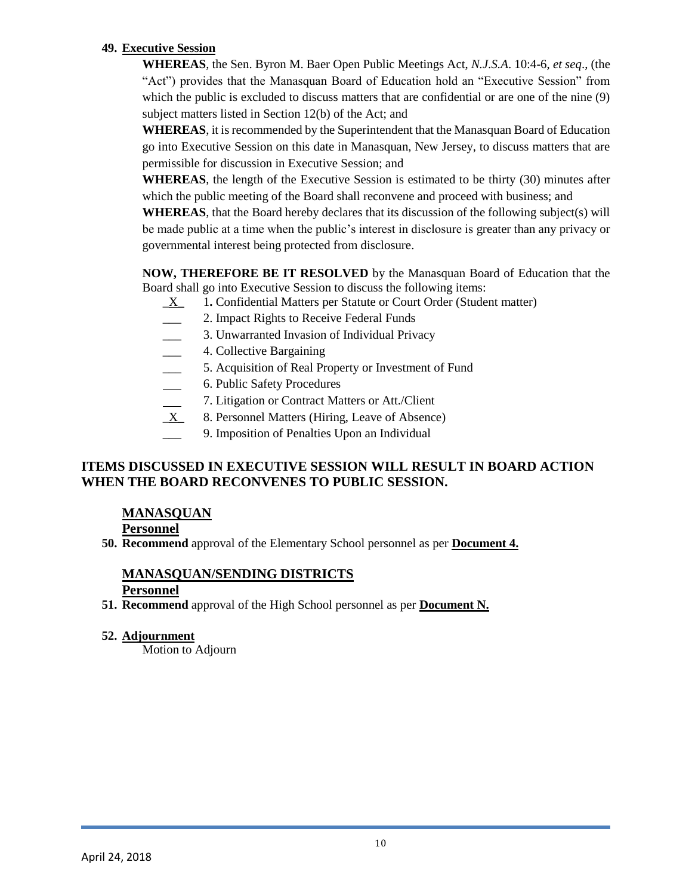**49. Executive Session**

**WHEREAS**, the Sen. Byron M. Baer Open Public Meetings Act, *N.J.S.A.* 10:4-6, *et seq*., (the "Act") provides that the Manasquan Board of Education hold an "Executive Session" from which the public is excluded to discuss matters that are confidential or are one of the nine (9) subject matters listed in Section 12(b) of the Act; and

**WHEREAS**, it is recommended by the Superintendent that the Manasquan Board of Education go into Executive Session on this date in Manasquan, New Jersey, to discuss matters that are permissible for discussion in Executive Session; and

**WHEREAS**, the length of the Executive Session is estimated to be thirty (30) minutes after which the public meeting of the Board shall reconvene and proceed with business; and

**WHEREAS**, that the Board hereby declares that its discussion of the following subject(s) will be made public at a time when the public's interest in disclosure is greater than any privacy or governmental interest being protected from disclosure.

**NOW, THEREFORE BE IT RESOLVED** by the Manasquan Board of Education that the Board shall go into Executive Session to discuss the following items:

_X_ 1**.** Confidential Matters per Statute or Court Order (Student matter)
___ 2. Impact Rights to Receive Federal Funds
___ 3. Unwarranted Invasion of Individual Privacy
___ 4. Collective Bargaining
___ 5. Acquisition of Real Property or Investment of Fund
___ 6. Public Safety Procedures
___ 7. Litigation or Contract Matters or Att./Client
_X_ 8. Personnel Matters (Hiring, Leave of Absence)
___ 9. Imposition of Penalties Upon an Individual

**ITEMS DISCUSSED IN EXECUTIVE SESSION WILL RESULT IN BOARD ACTION WHEN THE BOARD RECONVENES TO PUBLIC SESSION.**

**MANASQUAN**

**Personnel**

**50. Recommend** approval of the Elementary School personnel as per **Document 4.**

**MANASQUAN/SENDING DISTRICTS**

**Personnel**

**51. Recommend** approval of the High School personnel as per **Document N.**

**52. Adjournment**

Motion to Adjourn

April 24, 2018